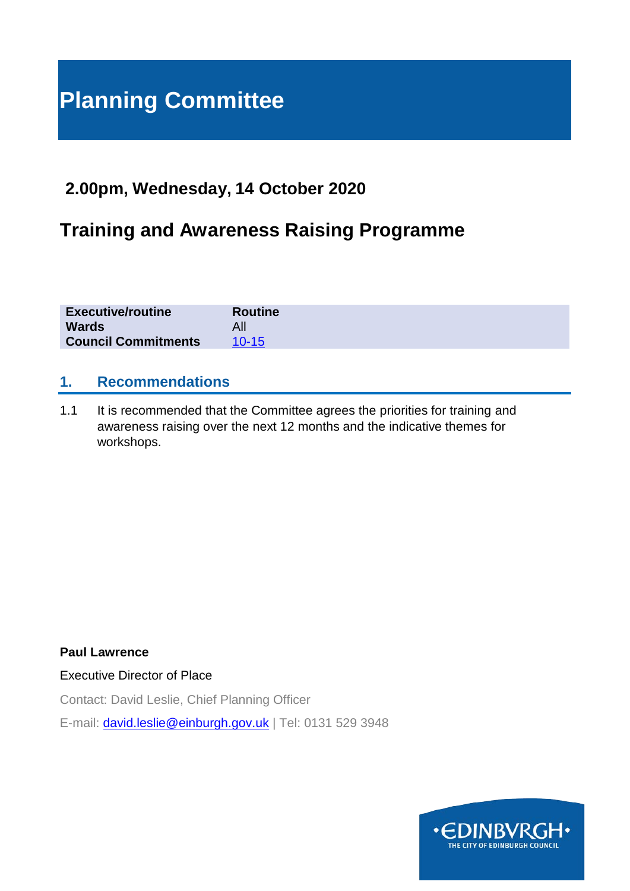# Planning Committee

## 2.00pm, Wednesday, 14 October 2020

## Training and Awareness Raising Programme

| | |
|---|---|
| **Executive/routine** | **Routine** |
| **Wards** | All |
| **Council Commitments** | 10-15 |

## 1. Recommendations

1.1 It is recommended that the Committee agrees the priorities for training and awareness raising over the next 12 months and the indicative themes for workshops.

**Paul Lawrence**

Executive Director of Place

Contact: David Leslie, Chief Planning Officer

E-mail: david.leslie@einburgh.gov.uk | Tel: 0131 529 3948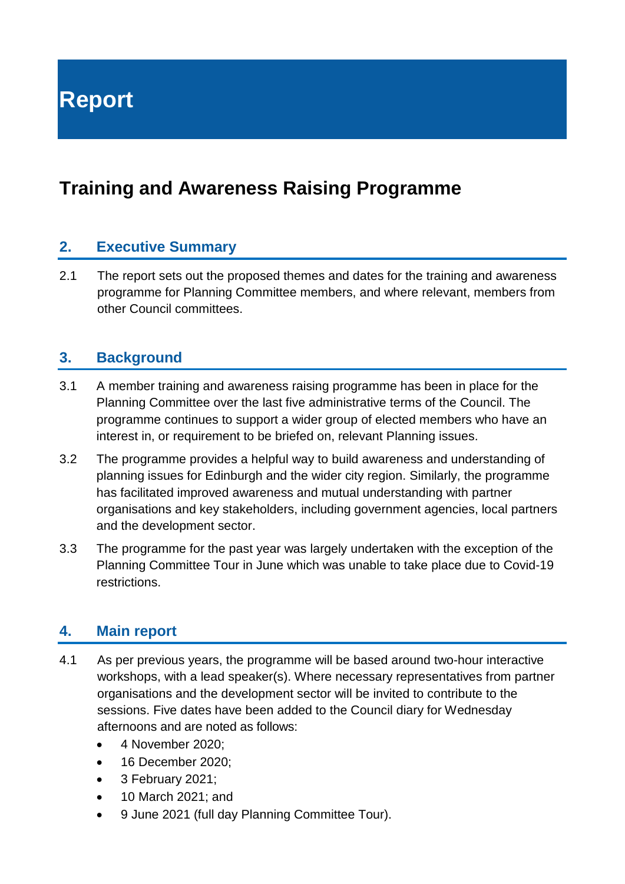# Report

## Training and Awareness Raising Programme

### 2. Executive Summary

2.1 The report sets out the proposed themes and dates for the training and awareness programme for Planning Committee members, and where relevant, members from other Council committees.

### 3. Background

3.1 A member training and awareness raising programme has been in place for the Planning Committee over the last five administrative terms of the Council. The programme continues to support a wider group of elected members who have an interest in, or requirement to be briefed on, relevant Planning issues.

3.2 The programme provides a helpful way to build awareness and understanding of planning issues for Edinburgh and the wider city region. Similarly, the programme has facilitated improved awareness and mutual understanding with partner organisations and key stakeholders, including government agencies, local partners and the development sector.

3.3 The programme for the past year was largely undertaken with the exception of the Planning Committee Tour in June which was unable to take place due to Covid-19 restrictions.

### 4. Main report

4.1 As per previous years, the programme will be based around two-hour interactive workshops, with a lead speaker(s). Where necessary representatives from partner organisations and the development sector will be invited to contribute to the sessions. Five dates have been added to the Council diary for Wednesday afternoons and are noted as follows:

- 4 November 2020;
- 16 December 2020;
- 3 February 2021;
- 10 March 2021; and
- 9 June 2021 (full day Planning Committee Tour).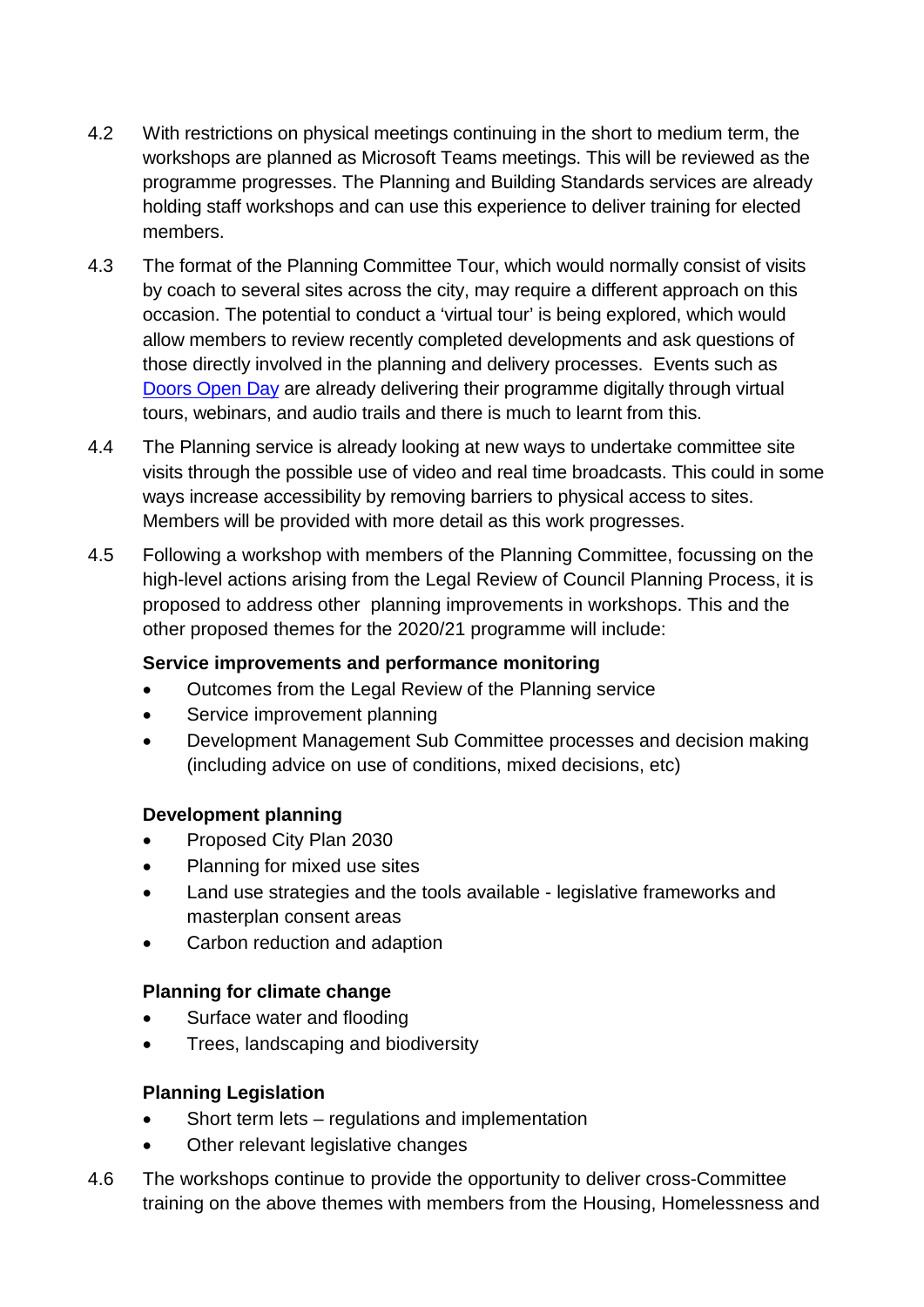4.2 With restrictions on physical meetings continuing in the short to medium term, the workshops are planned as Microsoft Teams meetings. This will be reviewed as the programme progresses. The Planning and Building Standards services are already holding staff workshops and can use this experience to deliver training for elected members.

4.3 The format of the Planning Committee Tour, which would normally consist of visits by coach to several sites across the city, may require a different approach on this occasion. The potential to conduct a 'virtual tour' is being explored, which would allow members to review recently completed developments and ask questions of those directly involved in the planning and delivery processes. Events such as Doors Open Day are already delivering their programme digitally through virtual tours, webinars, and audio trails and there is much to learnt from this.

4.4 The Planning service is already looking at new ways to undertake committee site visits through the possible use of video and real time broadcasts. This could in some ways increase accessibility by removing barriers to physical access to sites. Members will be provided with more detail as this work progresses.

4.5 Following a workshop with members of the Planning Committee, focussing on the high-level actions arising from the Legal Review of Council Planning Process, it is proposed to address other planning improvements in workshops. This and the other proposed themes for the 2020/21 programme will include:

**Service improvements and performance monitoring**

- Outcomes from the Legal Review of the Planning service
- Service improvement planning
- Development Management Sub Committee processes and decision making (including advice on use of conditions, mixed decisions, etc)

**Development planning**

- Proposed City Plan 2030
- Planning for mixed use sites
- Land use strategies and the tools available - legislative frameworks and masterplan consent areas
- Carbon reduction and adaption

**Planning for climate change**

- Surface water and flooding
- Trees, landscaping and biodiversity

**Planning Legislation**

- Short term lets – regulations and implementation
- Other relevant legislative changes

4.6 The workshops continue to provide the opportunity to deliver cross-Committee training on the above themes with members from the Housing, Homelessness and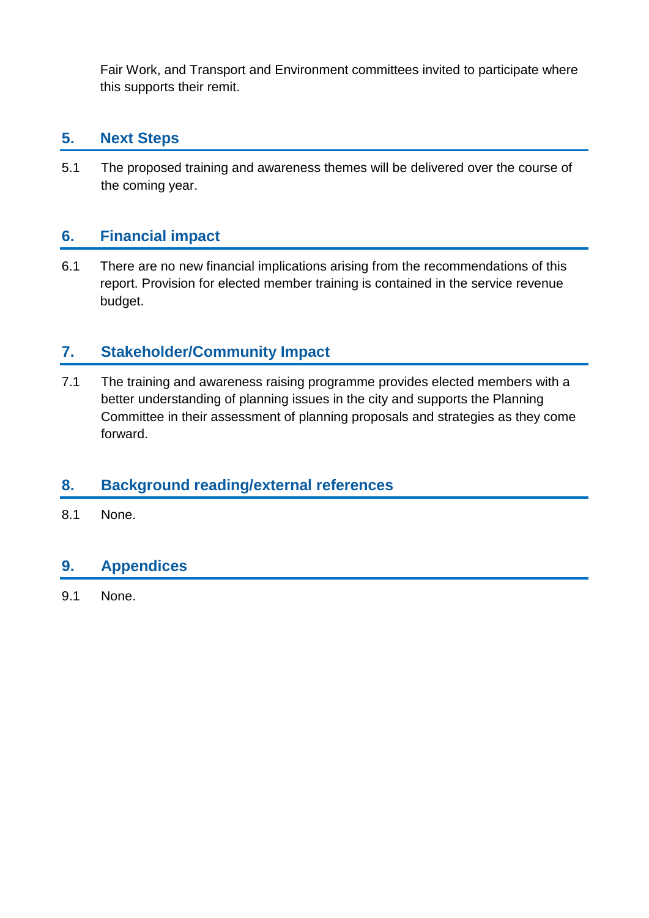Fair Work, and Transport and Environment committees invited to participate where this supports their remit.

## 5. Next Steps

5.1 The proposed training and awareness themes will be delivered over the course of the coming year.

## 6. Financial impact

6.1 There are no new financial implications arising from the recommendations of this report. Provision for elected member training is contained in the service revenue budget.

## 7. Stakeholder/Community Impact

7.1 The training and awareness raising programme provides elected members with a better understanding of planning issues in the city and supports the Planning Committee in their assessment of planning proposals and strategies as they come forward.

## 8. Background reading/external references

8.1 None.

## 9. Appendices

9.1 None.